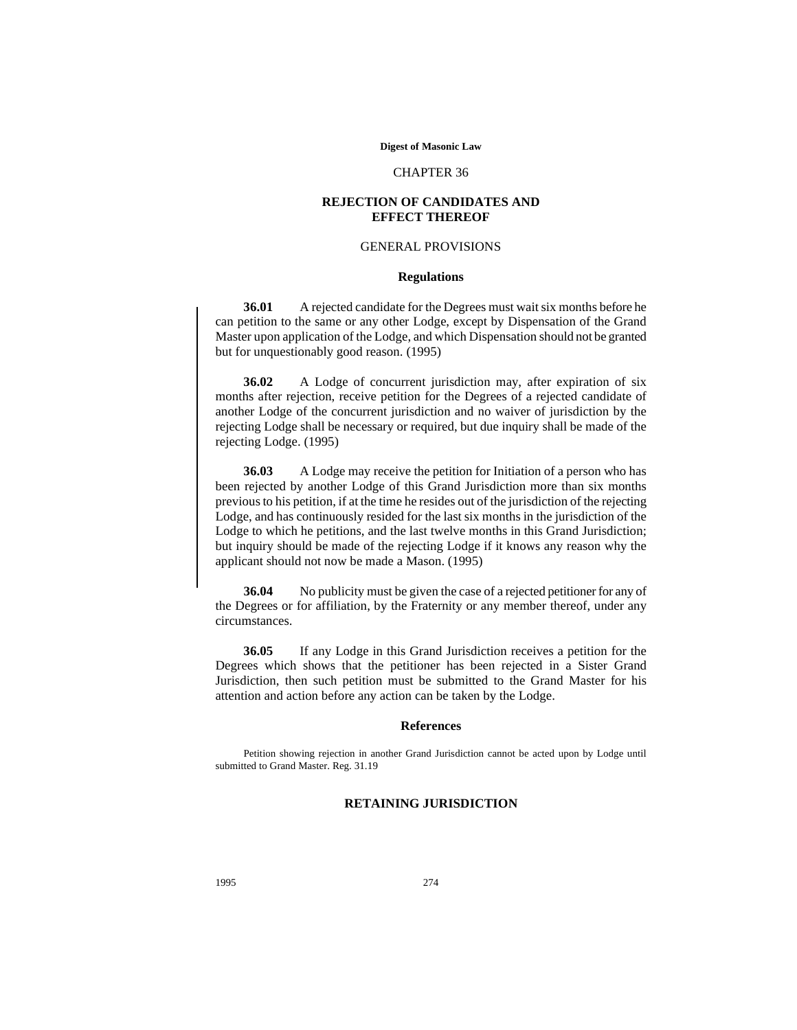# CHAPTER 36

## REJECTION OF CANDIDATES AND EFFECT THEREOF

### GENERAL PROVISIONS

#### Regulations

**36.01** A rejected candidate for the Degrees must wait six months before he can petition to the same or any other Lodge, except by Dispensation of the Grand Master upon application of the Lodge, and which Dispensation should not be granted but for unquestionably good reason. (1995)

**36.02** A Lodge of concurrent jurisdiction may, after expiration of six months after rejection, receive petition for the Degrees of a rejected candidate of another Lodge of the concurrent jurisdiction and no waiver of jurisdiction by the rejecting Lodge shall be necessary or required, but due inquiry shall be made of the rejecting Lodge. (1995)

**36.03** A Lodge may receive the petition for Initiation of a person who has been rejected by another Lodge of this Grand Jurisdiction more than six months previous to his petition, if at the time he resides out of the jurisdiction of the rejecting Lodge, and has continuously resided for the last six months in the jurisdiction of the Lodge to which he petitions, and the last twelve months in this Grand Jurisdiction; but inquiry should be made of the rejecting Lodge if it knows any reason why the applicant should not now be made a Mason. (1995)

**36.04** No publicity must be given the case of a rejected petitioner for any of the Degrees or for affiliation, by the Fraternity or any member thereof, under any circumstances.

**36.05** If any Lodge in this Grand Jurisdiction receives a petition for the Degrees which shows that the petitioner has been rejected in a Sister Grand Jurisdiction, then such petition must be submitted to the Grand Master for his attention and action before any action can be taken by the Lodge.

#### References

Petition showing rejection in another Grand Jurisdiction cannot be acted upon by Lodge until submitted to Grand Master. Reg. 31.19

### RETAINING JURISDICTION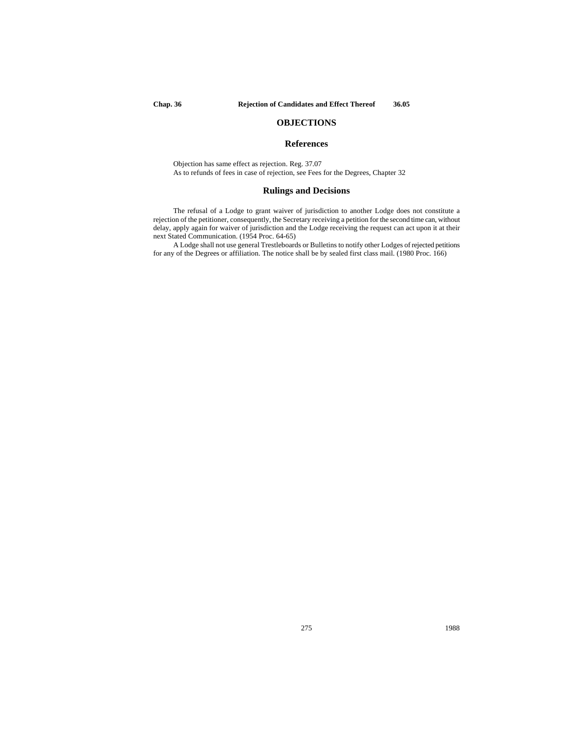## OBJECTIONS

### References

Objection has same effect as rejection. Reg. 37.07
As to refunds of fees in case of rejection, see Fees for the Degrees, Chapter 32

### Rulings and Decisions

The refusal of a Lodge to grant waiver of jurisdiction to another Lodge does not constitute a rejection of the petitioner, consequently, the Secretary receiving a petition for the second time can, without delay, apply again for waiver of jurisdiction and the Lodge receiving the request can act upon it at their next Stated Communication. (1954 Proc. 64-65)

A Lodge shall not use general Trestleboards or Bulletins to notify other Lodges of rejected petitions for any of the Degrees or affiliation. The notice shall be by sealed first class mail. (1980 Proc. 166)